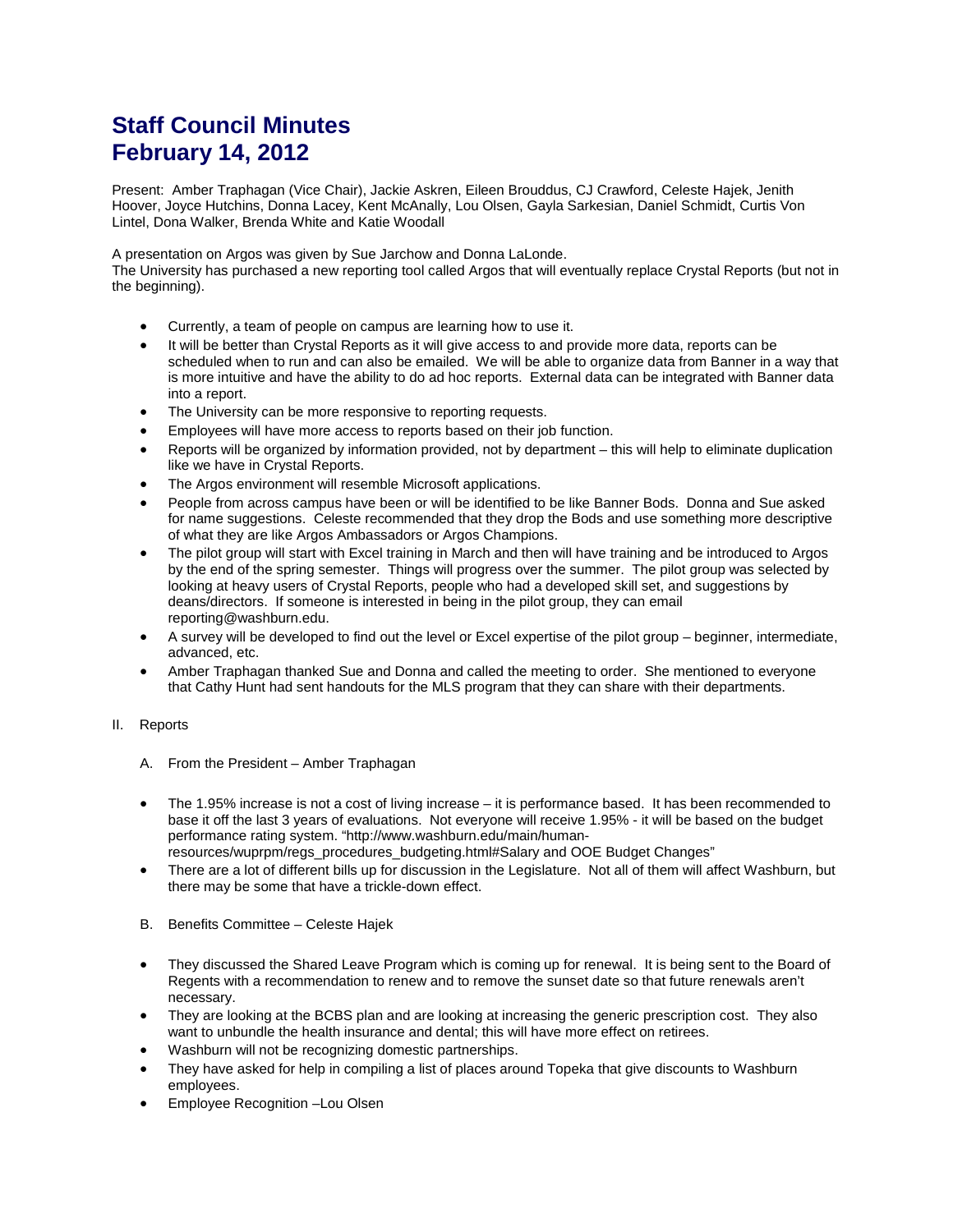# Staff Council Minutes
# February 14, 2012

Present: Amber Traphagan (Vice Chair), Jackie Askren, Eileen Brouddus, CJ Crawford, Celeste Hajek, Jenith Hoover, Joyce Hutchins, Donna Lacey, Kent McAnally, Lou Olsen, Gayla Sarkesian, Daniel Schmidt, Curtis Von Lintel, Dona Walker, Brenda White and Katie Woodall

A presentation on Argos was given by Sue Jarchow and Donna LaLonde.
The University has purchased a new reporting tool called Argos that will eventually replace Crystal Reports (but not in the beginning).

- Currently, a team of people on campus are learning how to use it.
- It will be better than Crystal Reports as it will give access to and provide more data, reports can be scheduled when to run and can also be emailed. We will be able to organize data from Banner in a way that is more intuitive and have the ability to do ad hoc reports. External data can be integrated with Banner data into a report.
- The University can be more responsive to reporting requests.
- Employees will have more access to reports based on their job function.
- Reports will be organized by information provided, not by department – this will help to eliminate duplication like we have in Crystal Reports.
- The Argos environment will resemble Microsoft applications.
- People from across campus have been or will be identified to be like Banner Bods. Donna and Sue asked for name suggestions. Celeste recommended that they drop the Bods and use something more descriptive of what they are like Argos Ambassadors or Argos Champions.
- The pilot group will start with Excel training in March and then will have training and be introduced to Argos by the end of the spring semester. Things will progress over the summer. The pilot group was selected by looking at heavy users of Crystal Reports, people who had a developed skill set, and suggestions by deans/directors. If someone is interested in being in the pilot group, they can email reporting@washburn.edu.
- A survey will be developed to find out the level or Excel expertise of the pilot group – beginner, intermediate, advanced, etc.
- Amber Traphagan thanked Sue and Donna and called the meeting to order. She mentioned to everyone that Cathy Hunt had sent handouts for the MLS program that they can share with their departments.

II. Reports

A. From the President – Amber Traphagan

- The 1.95% increase is not a cost of living increase – it is performance based. It has been recommended to base it off the last 3 years of evaluations. Not everyone will receive 1.95% - it will be based on the budget performance rating system. "http://www.washburn.edu/main/human-resources/wuprpm/regs_procedures_budgeting.html#Salary and OOE Budget Changes"
- There are a lot of different bills up for discussion in the Legislature. Not all of them will affect Washburn, but there may be some that have a trickle-down effect.

B. Benefits Committee – Celeste Hajek

- They discussed the Shared Leave Program which is coming up for renewal. It is being sent to the Board of Regents with a recommendation to renew and to remove the sunset date so that future renewals aren't necessary.
- They are looking at the BCBS plan and are looking at increasing the generic prescription cost. They also want to unbundle the health insurance and dental; this will have more effect on retirees.
- Washburn will not be recognizing domestic partnerships.
- They have asked for help in compiling a list of places around Topeka that give discounts to Washburn employees.
- Employee Recognition –Lou Olsen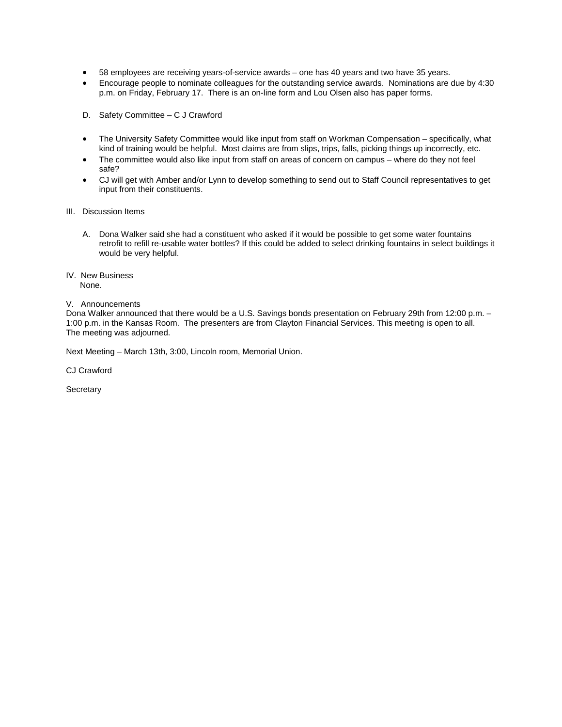- 58 employees are receiving years-of-service awards – one has 40 years and two have 35 years.
- Encourage people to nominate colleagues for the outstanding service awards. Nominations are due by 4:30 p.m. on Friday, February 17. There is an on-line form and Lou Olsen also has paper forms.

D. Safety Committee – C J Crawford

- The University Safety Committee would like input from staff on Workman Compensation – specifically, what kind of training would be helpful. Most claims are from slips, trips, falls, picking things up incorrectly, etc.
- The committee would also like input from staff on areas of concern on campus – where do they not feel safe?
- CJ will get with Amber and/or Lynn to develop something to send out to Staff Council representatives to get input from their constituents.

III. Discussion Items

A. Dona Walker said she had a constituent who asked if it would be possible to get some water fountains retrofit to refill re-usable water bottles? If this could be added to select drinking fountains in select buildings it would be very helpful.

IV. New Business
None.

V. Announcements
Dona Walker announced that there would be a U.S. Savings bonds presentation on February 29th from 12:00 p.m. – 1:00 p.m. in the Kansas Room. The presenters are from Clayton Financial Services. This meeting is open to all.
The meeting was adjourned.

Next Meeting – March 13th, 3:00, Lincoln room, Memorial Union.

CJ Crawford

Secretary